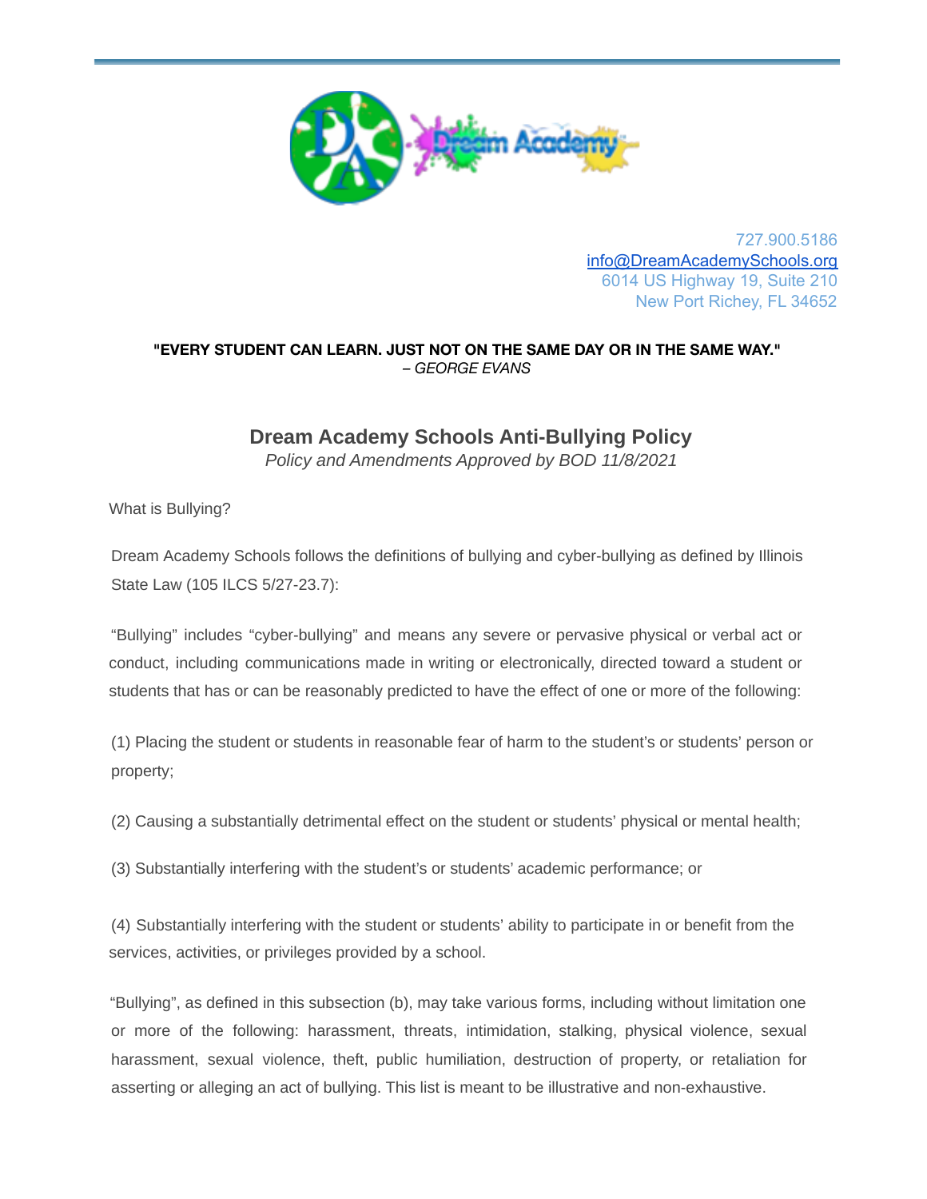727.900.5186
info@DreamAcademySchools.org
6014 US Highway 19, Suite 210
New Port Richey, FL 34652

**"EVERY STUDENT CAN LEARN. JUST NOT ON THE SAME DAY OR IN THE SAME WAY."**
*– GEORGE EVANS*

# Dream Academy Schools Anti-Bullying Policy

*Policy and Amendments Approved by BOD 11/8/2021*

What is Bullying?

Dream Academy Schools follows the definitions of bullying and cyber-bullying as defined by Illinois State Law (105 ILCS 5/27-23.7):

"Bullying" includes "cyber-bullying" and means any severe or pervasive physical or verbal act or conduct, including communications made in writing or electronically, directed toward a student or students that has or can be reasonably predicted to have the effect of one or more of the following:

(1) Placing the student or students in reasonable fear of harm to the student's or students' person or property;

(2) Causing a substantially detrimental effect on the student or students' physical or mental health;

(3) Substantially interfering with the student's or students' academic performance; or

(4) Substantially interfering with the student or students' ability to participate in or benefit from the services, activities, or privileges provided by a school.

"Bullying", as defined in this subsection (b), may take various forms, including without limitation one or more of the following: harassment, threats, intimidation, stalking, physical violence, sexual harassment, sexual violence, theft, public humiliation, destruction of property, or retaliation for asserting or alleging an act of bullying. This list is meant to be illustrative and non-exhaustive.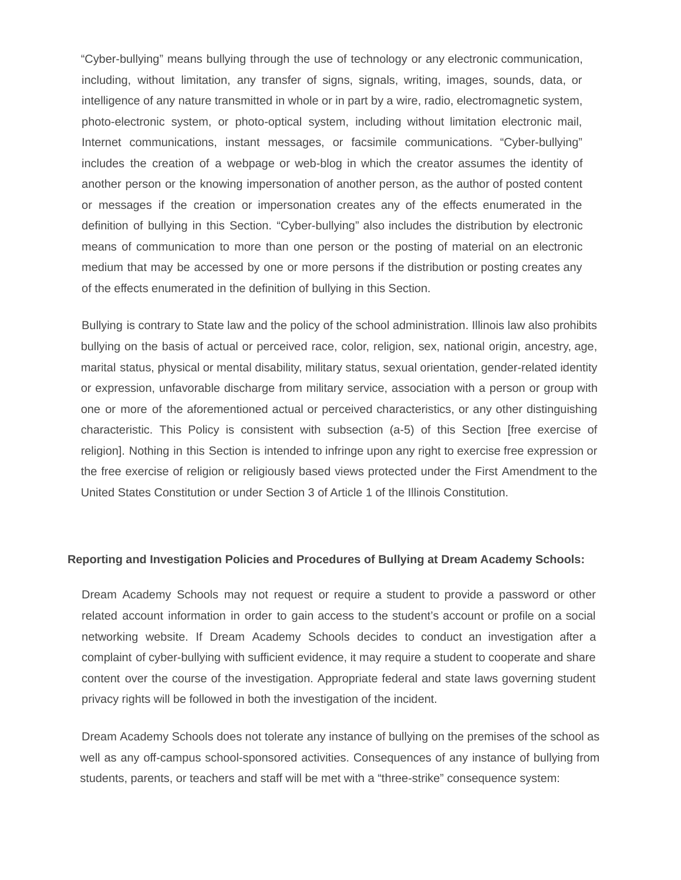"Cyber-bullying" means bullying through the use of technology or any electronic communication, including, without limitation, any transfer of signs, signals, writing, images, sounds, data, or intelligence of any nature transmitted in whole or in part by a wire, radio, electromagnetic system, photo-electronic system, or photo-optical system, including without limitation electronic mail, Internet communications, instant messages, or facsimile communications. "Cyber-bullying" includes the creation of a webpage or web-blog in which the creator assumes the identity of another person or the knowing impersonation of another person, as the author of posted content or messages if the creation or impersonation creates any of the effects enumerated in the definition of bullying in this Section. "Cyber-bullying" also includes the distribution by electronic means of communication to more than one person or the posting of material on an electronic medium that may be accessed by one or more persons if the distribution or posting creates any of the effects enumerated in the definition of bullying in this Section.

Bullying is contrary to State law and the policy of the school administration. Illinois law also prohibits bullying on the basis of actual or perceived race, color, religion, sex, national origin, ancestry, age, marital status, physical or mental disability, military status, sexual orientation, gender-related identity or expression, unfavorable discharge from military service, association with a person or group with one or more of the aforementioned actual or perceived characteristics, or any other distinguishing characteristic. This Policy is consistent with subsection (a-5) of this Section [free exercise of religion]. Nothing in this Section is intended to infringe upon any right to exercise free expression or the free exercise of religion or religiously based views protected under the First Amendment to the United States Constitution or under Section 3 of Article 1 of the Illinois Constitution.

**Reporting and Investigation Policies and Procedures of Bullying at Dream Academy Schools:**

Dream Academy Schools may not request or require a student to provide a password or other related account information in order to gain access to the student's account or profile on a social networking website. If Dream Academy Schools decides to conduct an investigation after a complaint of cyber-bullying with sufficient evidence, it may require a student to cooperate and share content over the course of the investigation. Appropriate federal and state laws governing student privacy rights will be followed in both the investigation of the incident.

Dream Academy Schools does not tolerate any instance of bullying on the premises of the school as well as any off-campus school-sponsored activities. Consequences of any instance of bullying from students, parents, or teachers and staff will be met with a "three-strike" consequence system: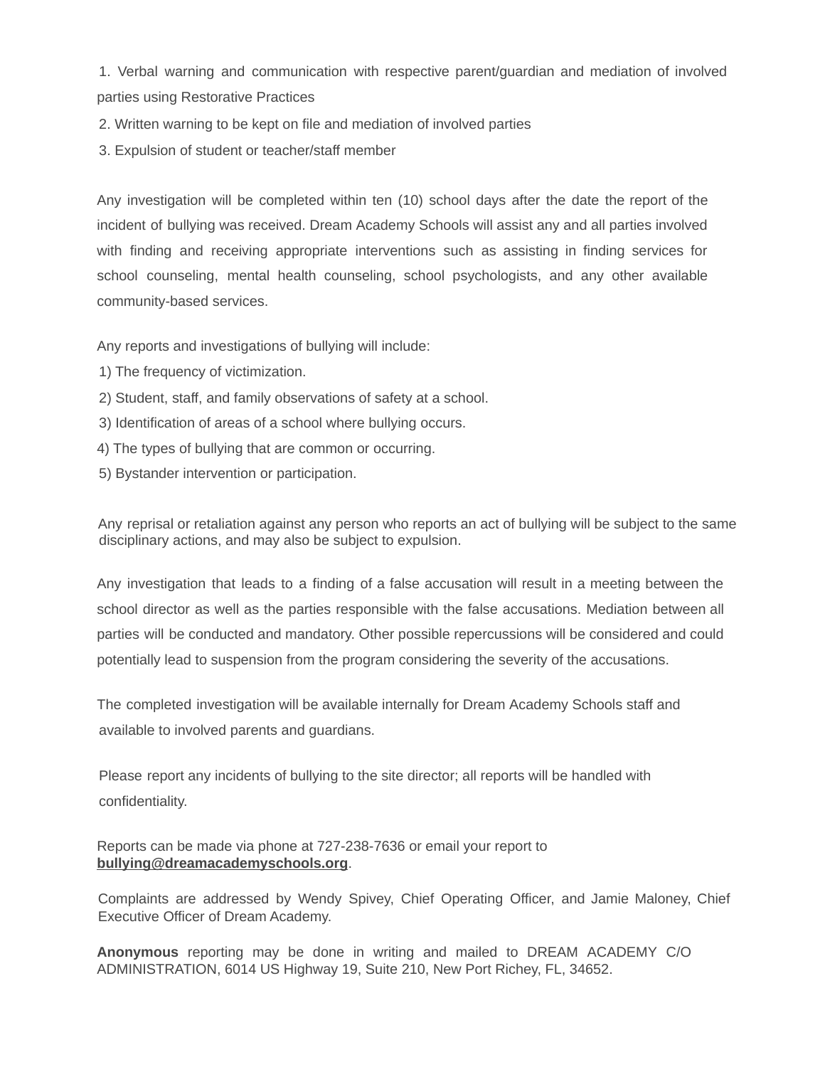1. Verbal warning and communication with respective parent/guardian and mediation of involved parties using Restorative Practices
2. Written warning to be kept on file and mediation of involved parties
3. Expulsion of student or teacher/staff member

Any investigation will be completed within ten (10) school days after the date the report of the incident of bullying was received. Dream Academy Schools will assist any and all parties involved with finding and receiving appropriate interventions such as assisting in finding services for school counseling, mental health counseling, school psychologists, and any other available community-based services.

Any reports and investigations of bullying will include:

1) The frequency of victimization.
2) Student, staff, and family observations of safety at a school.
3) Identification of areas of a school where bullying occurs.
4) The types of bullying that are common or occurring.
5) Bystander intervention or participation.

Any reprisal or retaliation against any person who reports an act of bullying will be subject to the same disciplinary actions, and may also be subject to expulsion.

Any investigation that leads to a finding of a false accusation will result in a meeting between the school director as well as the parties responsible with the false accusations. Mediation between all parties will be conducted and mandatory. Other possible repercussions will be considered and could potentially lead to suspension from the program considering the severity of the accusations.

The completed investigation will be available internally for Dream Academy Schools staff and available to involved parents and guardians.

Please report any incidents of bullying to the site director; all reports will be handled with confidentiality.

Reports can be made via phone at 727-238-7636 or email your report to **bullying@dreamacademyschools.org**.

Complaints are addressed by Wendy Spivey, Chief Operating Officer, and Jamie Maloney, Chief Executive Officer of Dream Academy.

**Anonymous** reporting may be done in writing and mailed to DREAM ACADEMY C/O ADMINISTRATION, 6014 US Highway 19, Suite 210, New Port Richey, FL, 34652.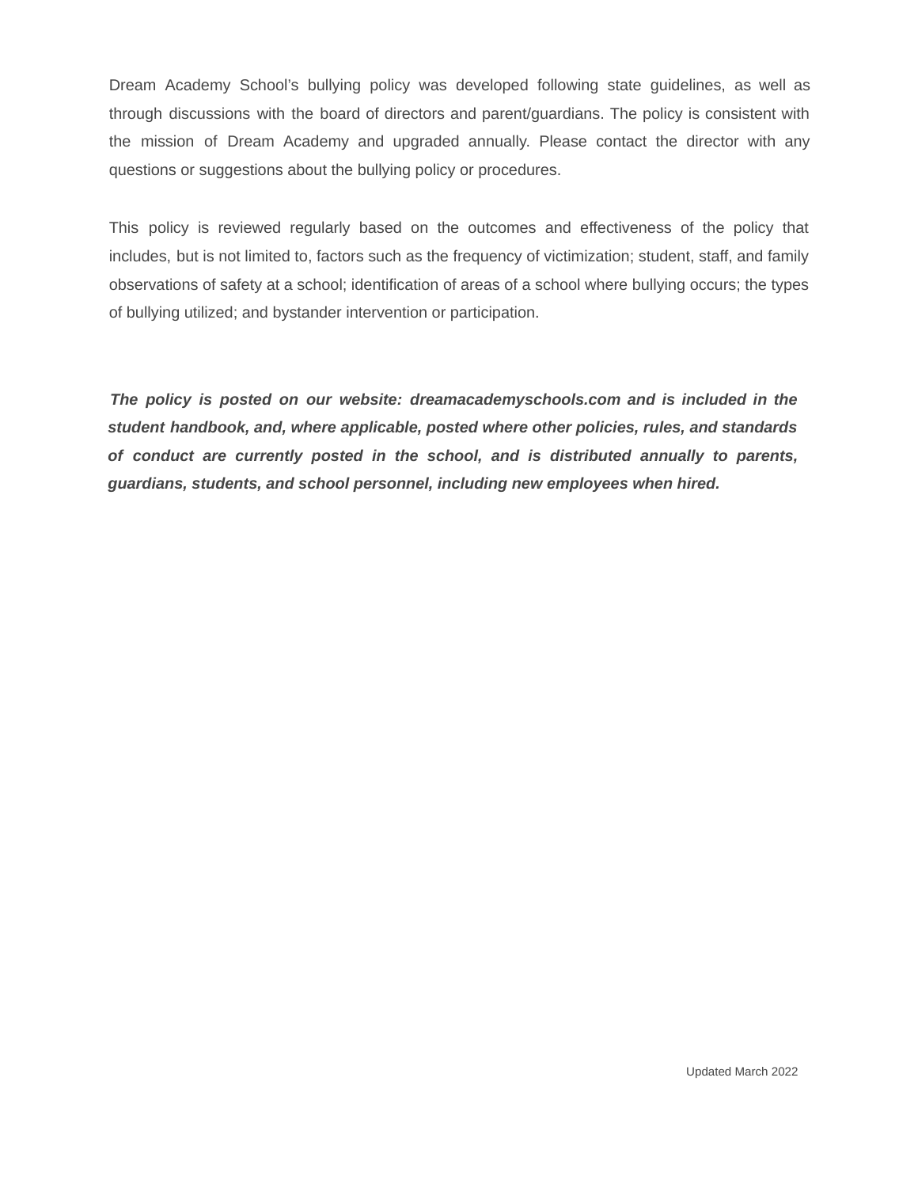Dream Academy School's bullying policy was developed following state guidelines, as well as through discussions with the board of directors and parent/guardians. The policy is consistent with the mission of Dream Academy and upgraded annually. Please contact the director with any questions or suggestions about the bullying policy or procedures.

This policy is reviewed regularly based on the outcomes and effectiveness of the policy that includes, but is not limited to, factors such as the frequency of victimization; student, staff, and family observations of safety at a school; identification of areas of a school where bullying occurs; the types of bullying utilized; and bystander intervention or participation.

***The policy is posted on our website: dreamacademyschools.com and is included in the student handbook, and, where applicable, posted where other policies, rules, and standards of conduct are currently posted in the school, and is distributed annually to parents, guardians, students, and school personnel, including new employees when hired.***

Updated March 2022